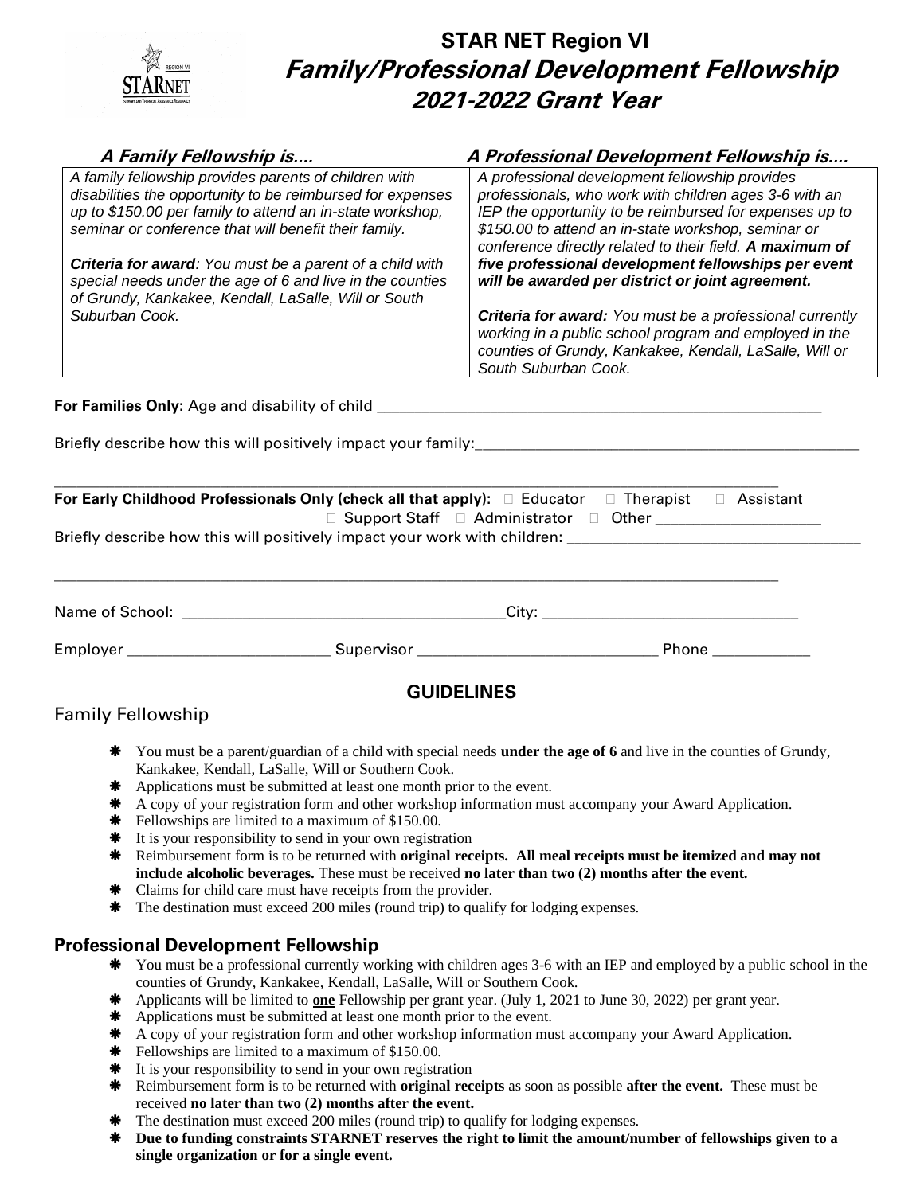# STAR NET Region VI
## *Family/Professional Development Fellowship*
## *2021-2022 Grant Year*

| ***A Family Fellowship is….*** | ***A Professional Development Fellowship is….*** |
|---|---|
| *A family fellowship provides parents of children with disabilities the opportunity to be reimbursed for expenses up to $150.00 per family to attend an in-state workshop, seminar or conference that will benefit their family.*<br><br>***Criteria for award****: You must be a parent of a child with special needs under the age of 6 and live in the counties of Grundy, Kankakee, Kendall, LaSalle, Will or South Suburban Cook.* | *A professional development fellowship provides professionals, who work with children ages 3-6 with an IEP the opportunity to be reimbursed for expenses up to $150.00 to attend an in-state workshop, seminar or conference directly related to their field.* ***A maximum of five professional development fellowships per event will be awarded per district or joint agreement.***<br><br>***Criteria for award:*** *You must be a professional currently working in a public school program and employed in the counties of Grundy, Kankakee, Kendall, LaSalle, Will or South Suburban Cook.* |

**For Families Only:** Age and disability of child ____________________________________________

Briefly describe how this will positively impact your family:____________________________________________

____________________________________________________________________________

**For Early Childhood Professionals Only (check all that apply):** □ Educator □ Therapist □ Assistant □ Support Staff □ Administrator □ Other ____________________

Briefly describe how this will positively impact your work with children: ______________________________

____________________________________________________________________________

Name of School: ______________________________ City: ____________________________

Employer ____________________ Supervisor ________________________ Phone __________

## GUIDELINES

### Family Fellowship

- You must be a parent/guardian of a child with special needs **under the age of 6** and live in the counties of Grundy, Kankakee, Kendall, LaSalle, Will or Southern Cook.
- Applications must be submitted at least one month prior to the event.
- A copy of your registration form and other workshop information must accompany your Award Application.
- Fellowships are limited to a maximum of $150.00.
- It is your responsibility to send in your own registration
- Reimbursement form is to be returned with **original receipts. All meal receipts must be itemized and may not include alcoholic beverages.** These must be received **no later than two (2) months after the event.**
- Claims for child care must have receipts from the provider.
- The destination must exceed 200 miles (round trip) to qualify for lodging expenses.

### Professional Development Fellowship

- You must be a professional currently working with children ages 3-6 with an IEP and employed by a public school in the counties of Grundy, Kankakee, Kendall, LaSalle, Will or Southern Cook.
- Applicants will be limited to **one** Fellowship per grant year. (July 1, 2021 to June 30, 2022) per grant year.
- Applications must be submitted at least one month prior to the event.
- A copy of your registration form and other workshop information must accompany your Award Application.
- Fellowships are limited to a maximum of $150.00.
- It is your responsibility to send in your own registration
- Reimbursement form is to be returned with **original receipts** as soon as possible **after the event.** These must be received **no later than two (2) months after the event.**
- The destination must exceed 200 miles (round trip) to qualify for lodging expenses.
- **Due to funding constraints STARNET reserves the right to limit the amount/number of fellowships given to a single organization or for a single event.**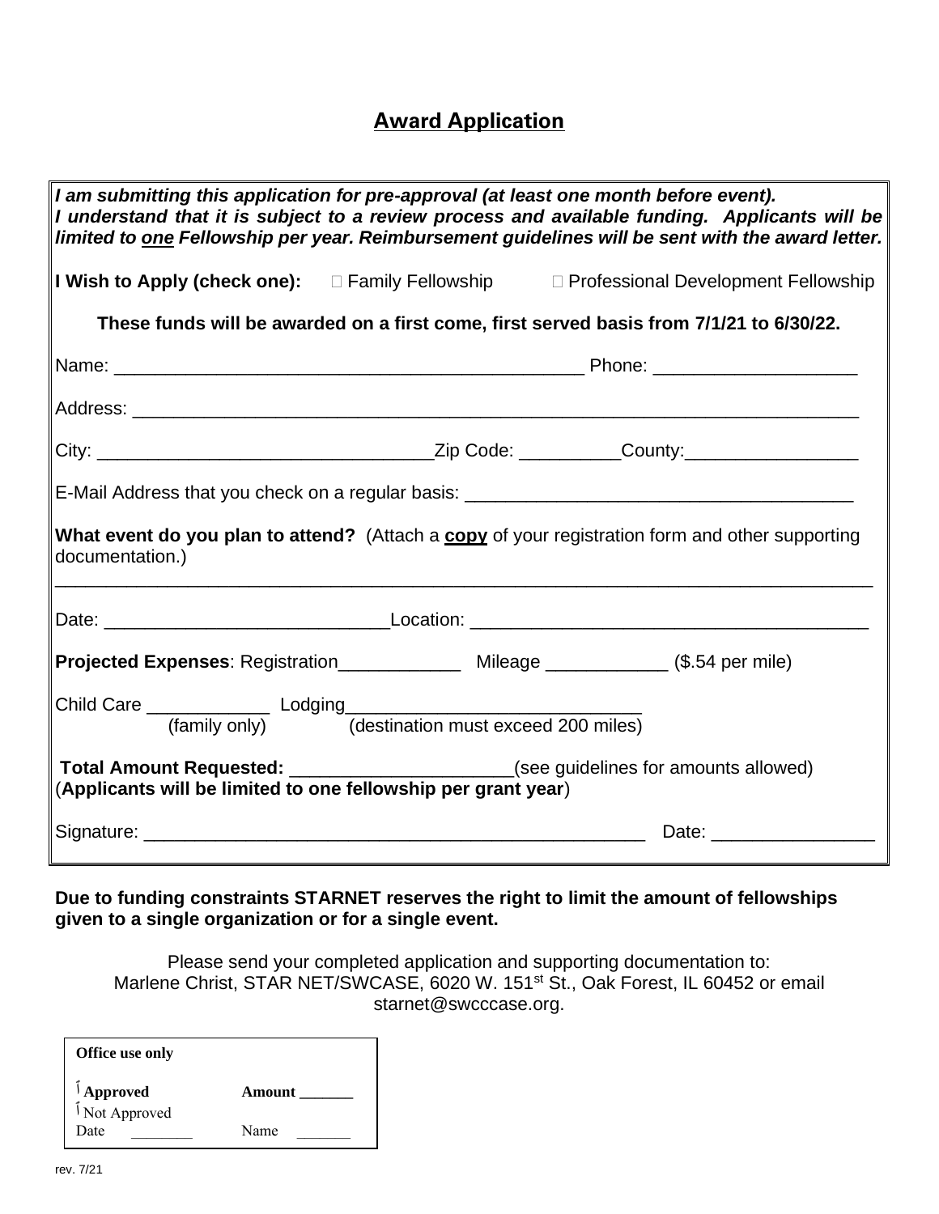# Award Application

***I am submitting this application for pre-approval (at least one month before event). I understand that it is subject to a review process and available funding. Applicants will be limited to one Fellowship per year. Reimbursement guidelines will be sent with the award letter.***

**I Wish to Apply (check one):** ☐ Family Fellowship ☐ Professional Development Fellowship

**These funds will be awarded on a first come, first served basis from 7/1/21 to 6/30/22.**

Name: _______________________________________________ Phone: ____________________

Address: _________________________________________________________________________

City: ________________________________Zip Code: __________County:_________________

E-Mail Address that you check on a regular basis: ______________________________________

**What event do you plan to attend?** (Attach a **copy** of your registration form and other supporting documentation.)

_________________________________________________________________________________

Date: ____________________________Location: _______________________________________

**Projected Expenses**: Registration____________ Mileage ____________ ($.54 per mile)

Child Care ____________ (family only) Lodging_____________________________ (destination must exceed 200 miles)

**Total Amount Requested:** _____________________(see guidelines for amounts allowed)
(**Applicants will be limited to one fellowship per grant year**)

Signature: ___________________________________________________ Date: ________________

**Due to funding constraints STARNET reserves the right to limit the amount of fellowships given to a single organization or for a single event.**

Please send your completed application and supporting documentation to:
Marlene Christ, STAR NET/SWCASE, 6020 W. 151st St., Oak Forest, IL 60452 or email starnet@swcccase.org.

**Office use only**

☐ **Approved** **Amount** _______
☐ Not Approved
Date ________ Name _______

rev. 7/21